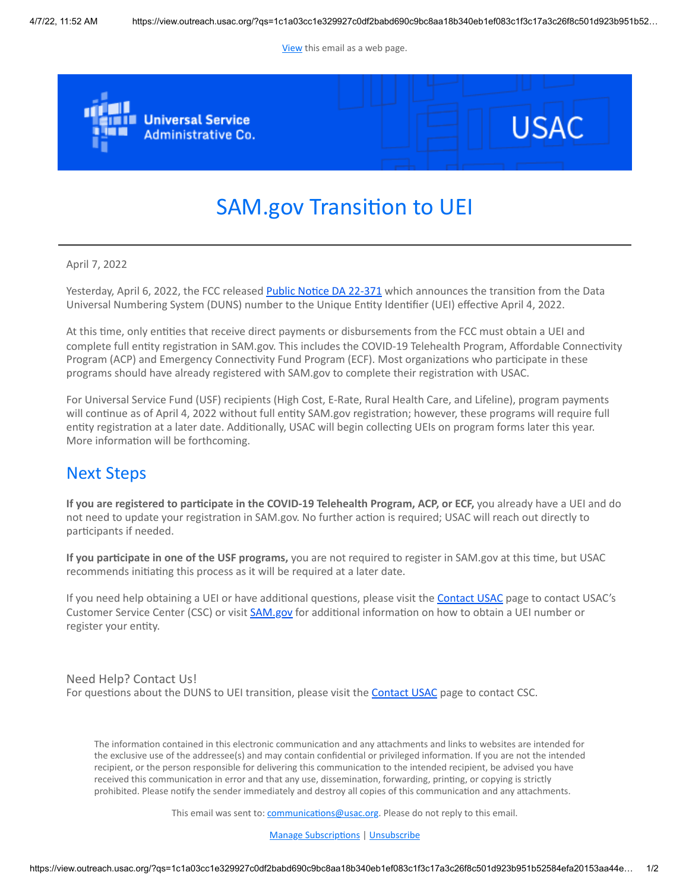View this email as a web page.

# SAM.gov Transition to UEI

April 7, 2022

Yesterday, April 6, 2022, the FCC released Public Notice DA 22-371 which announces the transition from the Data Universal Numbering System (DUNS) number to the Unique Entity Identifier (UEI) effective April 4, 2022.

At this time, only entities that receive direct payments or disbursements from the FCC must obtain a UEI and complete full entity registration in SAM.gov. This includes the COVID-19 Telehealth Program, Affordable Connectivity Program (ACP) and Emergency Connectivity Fund Program (ECF). Most organizations who participate in these programs should have already registered with SAM.gov to complete their registration with USAC.

For Universal Service Fund (USF) recipients (High Cost, E-Rate, Rural Health Care, and Lifeline), program payments will continue as of April 4, 2022 without full entity SAM.gov registration; however, these programs will require full entity registration at a later date. Additionally, USAC will begin collecting UEIs on program forms later this year. More information will be forthcoming.

## Next Steps

**If you are registered to participate in the COVID-19 Telehealth Program, ACP, or ECF,** you already have a UEI and do not need to update your registration in SAM.gov. No further action is required; USAC will reach out directly to participants if needed.

**If you participate in one of the USF programs,** you are not required to register in SAM.gov at this time, but USAC recommends initiating this process as it will be required at a later date.

If you need help obtaining a UEI or have additional questions, please visit the Contact USAC page to contact USAC's Customer Service Center (CSC) or visit SAM.gov for additional information on how to obtain a UEI number or register your entity.

Need Help? Contact Us!
For questions about the DUNS to UEI transition, please visit the Contact USAC page to contact CSC.

The information contained in this electronic communication and any attachments and links to websites are intended for the exclusive use of the addressee(s) and may contain confidential or privileged information. If you are not the intended recipient, or the person responsible for delivering this communication to the intended recipient, be advised you have received this communication in error and that any use, dissemination, forwarding, printing, or copying is strictly prohibited. Please notify the sender immediately and destroy all copies of this communication and any attachments.

This email was sent to: communications@usac.org. Please do not reply to this email.

Manage Subscriptions | Unsubscribe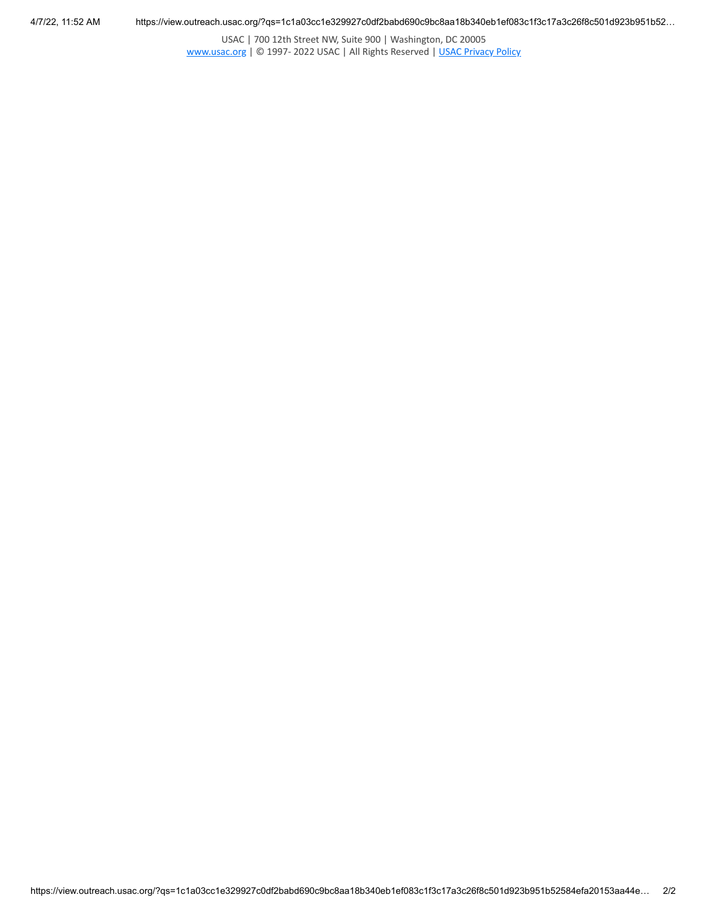USAC | 700 12th Street NW, Suite 900 | Washington, DC 20005
www.usac.org | © 1997- 2022 USAC | All Rights Reserved | USAC Privacy Policy